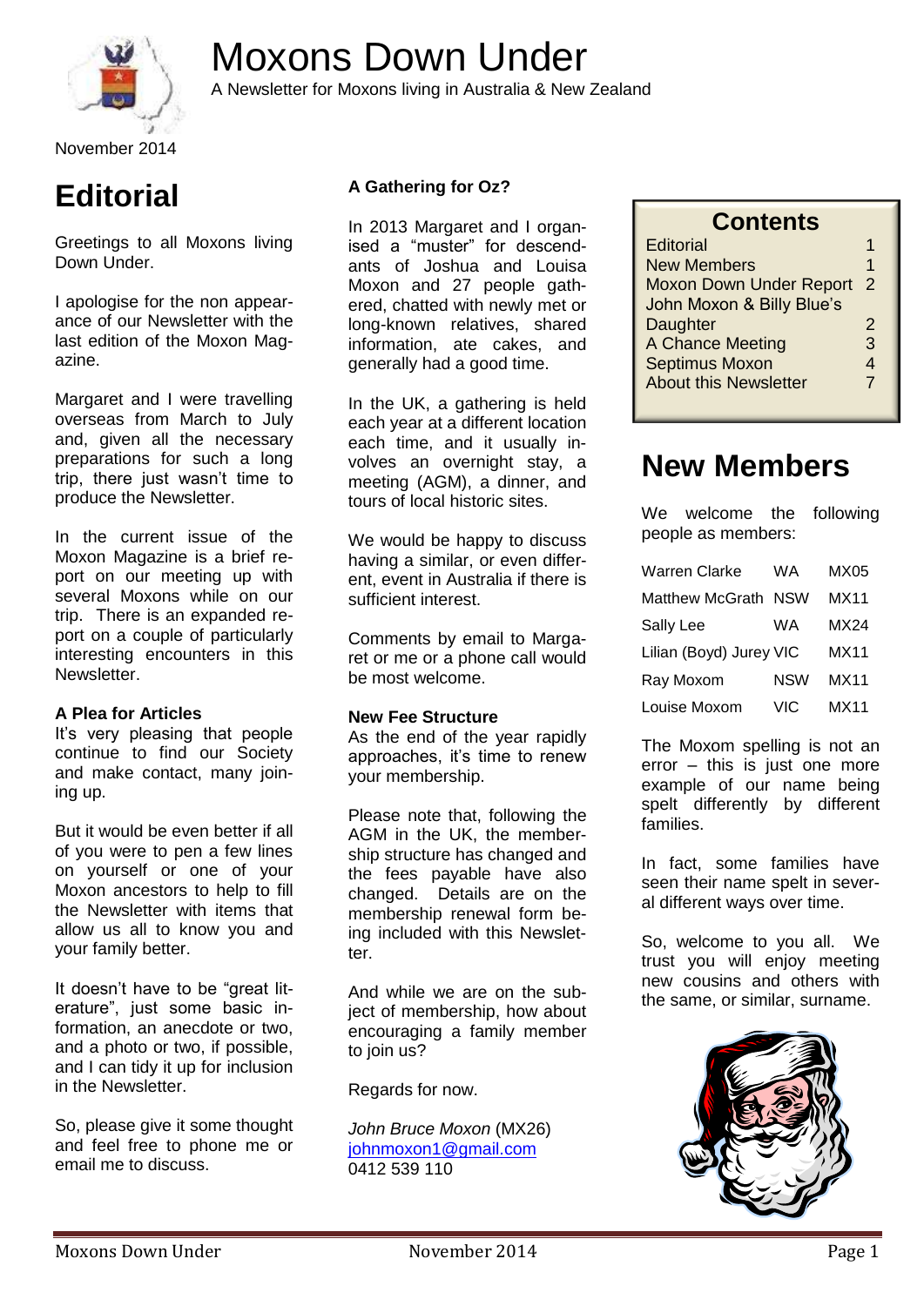# Moxons Down Under

A Newsletter for Moxons living in Australia & New Zealand

November 2014

# Editorial

Greetings to all Moxons living Down Under.

I apologise for the non appearance of our Newsletter with the last edition of the Moxon Magazine.

Margaret and I were travelling overseas from March to July and, given all the necessary preparations for such a long trip, there just wasn't time to produce the Newsletter.

In the current issue of the Moxon Magazine is a brief report on our meeting up with several Moxons while on our trip. There is an expanded report on a couple of particularly interesting encounters in this Newsletter.

**A Plea for Articles**

It's very pleasing that people continue to find our Society and make contact, many joining up.

But it would be even better if all of you were to pen a few lines on yourself or one of your Moxon ancestors to help to fill the Newsletter with items that allow us all to know you and your family better.

It doesn't have to be "great literature", just some basic information, an anecdote or two, and a photo or two, if possible, and I can tidy it up for inclusion in the Newsletter.

So, please give it some thought and feel free to phone me or email me to discuss.

**A Gathering for Oz?**

In 2013 Margaret and I organised a "muster" for descendants of Joshua and Louisa Moxon and 27 people gathered, chatted with newly met or long-known relatives, shared information, ate cakes, and generally had a good time.

In the UK, a gathering is held each year at a different location each time, and it usually involves an overnight stay, a meeting (AGM), a dinner, and tours of local historic sites.

We would be happy to discuss having a similar, or even different, event in Australia if there is sufficient interest.

Comments by email to Margaret or me or a phone call would be most welcome.

**New Fee Structure**

As the end of the year rapidly approaches, it's time to renew your membership.

Please note that, following the AGM in the UK, the membership structure has changed and the fees payable have also changed. Details are on the membership renewal form being included with this Newsletter.

And while we are on the subject of membership, how about encouraging a family member to join us?

Regards for now.

*John Bruce Moxon* (MX26)
johnmoxon1@gmail.com
0412 539 110

## Contents

| | |
|---|---|
| Editorial | 1 |
| New Members | 1 |
| Moxon Down Under Report | 2 |
| John Moxon & Billy Blue's Daughter | 2 |
| A Chance Meeting | 3 |
| Septimus Moxon | 4 |
| About this Newsletter | 7 |

# New Members

We welcome the following people as members:

| Name | State | No. |
|---|---|---|
| Warren Clarke | WA | MX05 |
| Matthew McGrath | NSW | MX11 |
| Sally Lee | WA | MX24 |
| Lilian (Boyd) Jurey | VIC | MX11 |
| Ray Moxom | NSW | MX11 |
| Louise Moxom | VIC | MX11 |

The Moxom spelling is not an error – this is just one more example of our name being spelt differently by different families.

In fact, some families have seen their name spelt in several different ways over time.

So, welcome to you all. We trust you will enjoy meeting new cousins and others with the same, or similar, surname.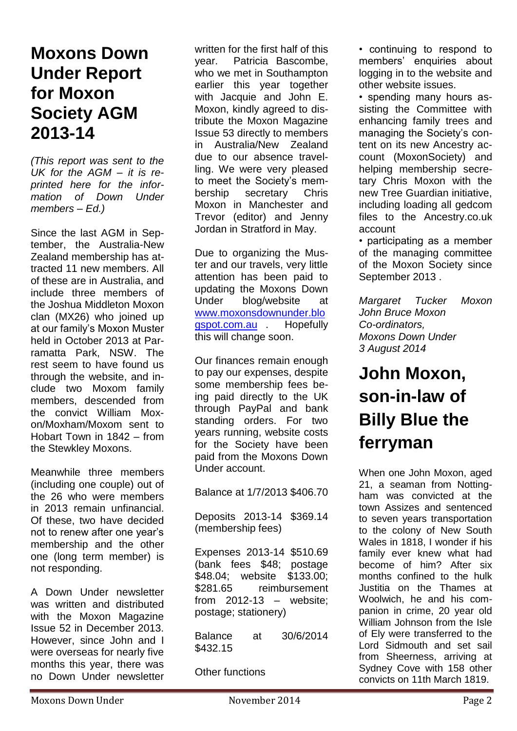# Moxons Down Under Report for Moxon Society AGM 2013-14

*(This report was sent to the UK for the AGM – it is reprinted here for the information of Down Under members – Ed.)*

Since the last AGM in September, the Australia-New Zealand membership has attracted 11 new members. All of these are in Australia, and include three members of the Joshua Middleton Moxon clan (MX26) who joined up at our family's Moxon Muster held in October 2013 at Parramatta Park, NSW. The rest seem to have found us through the website, and include two Moxom family members, descended from the convict William Moxon/Moxham/Moxom sent to Hobart Town in 1842 – from the Stewkley Moxons.

Meanwhile three members (including one couple) out of the 26 who were members in 2013 remain unfinancial. Of these, two have decided not to renew after one year's membership and the other one (long term member) is not responding.

A Down Under newsletter was written and distributed with the Moxon Magazine Issue 52 in December 2013. However, since John and I were overseas for nearly five months this year, there was no Down Under newsletter written for the first half of this year. Patricia Bascombe, who we met in Southampton earlier this year together with Jacquie and John E. Moxon, kindly agreed to distribute the Moxon Magazine Issue 53 directly to members in Australia/New Zealand due to our absence travelling. We were very pleased to meet the Society's membership secretary Chris Moxon in Manchester and Trevor (editor) and Jenny Jordan in Stratford in May.

Due to organizing the Muster and our travels, very little attention has been paid to updating the Moxons Down Under blog/website at www.moxonsdownunder.blogspot.com.au . Hopefully this will change soon.

Our finances remain enough to pay our expenses, despite some membership fees being paid directly to the UK through PayPal and bank standing orders. For two years running, website costs for the Society have been paid from the Moxons Down Under account.

Balance at 1/7/2013 $406.70

Deposits 2013-14 $369.14 (membership fees)

Expenses 2013-14 $510.69 (bank fees $48; postage $48.04; website $133.00; $281.65 reimbursement from 2012-13 – website; postage; stationery)

Balance at 30/6/2014 $432.15

Other functions

- continuing to respond to members' enquiries about logging in to the website and other website issues.
- spending many hours assisting the Committee with enhancing family trees and managing the Society's content on its new Ancestry account (MoxonSociety) and helping membership secretary Chris Moxon with the new Tree Guardian initiative, including loading all gedcom files to the Ancestry.co.uk account
- participating as a member of the managing committee of the Moxon Society since September 2013 .

*Margaret Tucker Moxon*
*John Bruce Moxon*
*Co-ordinators,*
*Moxons Down Under*
*3 August 2014*

# John Moxon, son-in-law of Billy Blue the ferryman

When one John Moxon, aged 21, a seaman from Nottingham was convicted at the town Assizes and sentenced to seven years transportation to the colony of New South Wales in 1818, I wonder if his family ever knew what had become of him? After six months confined to the hulk Justitia on the Thames at Woolwich, he and his companion in crime, 20 year old William Johnson from the Isle of Ely were transferred to the Lord Sidmouth and set sail from Sheerness, arriving at Sydney Cove with 158 other convicts on 11th March 1819.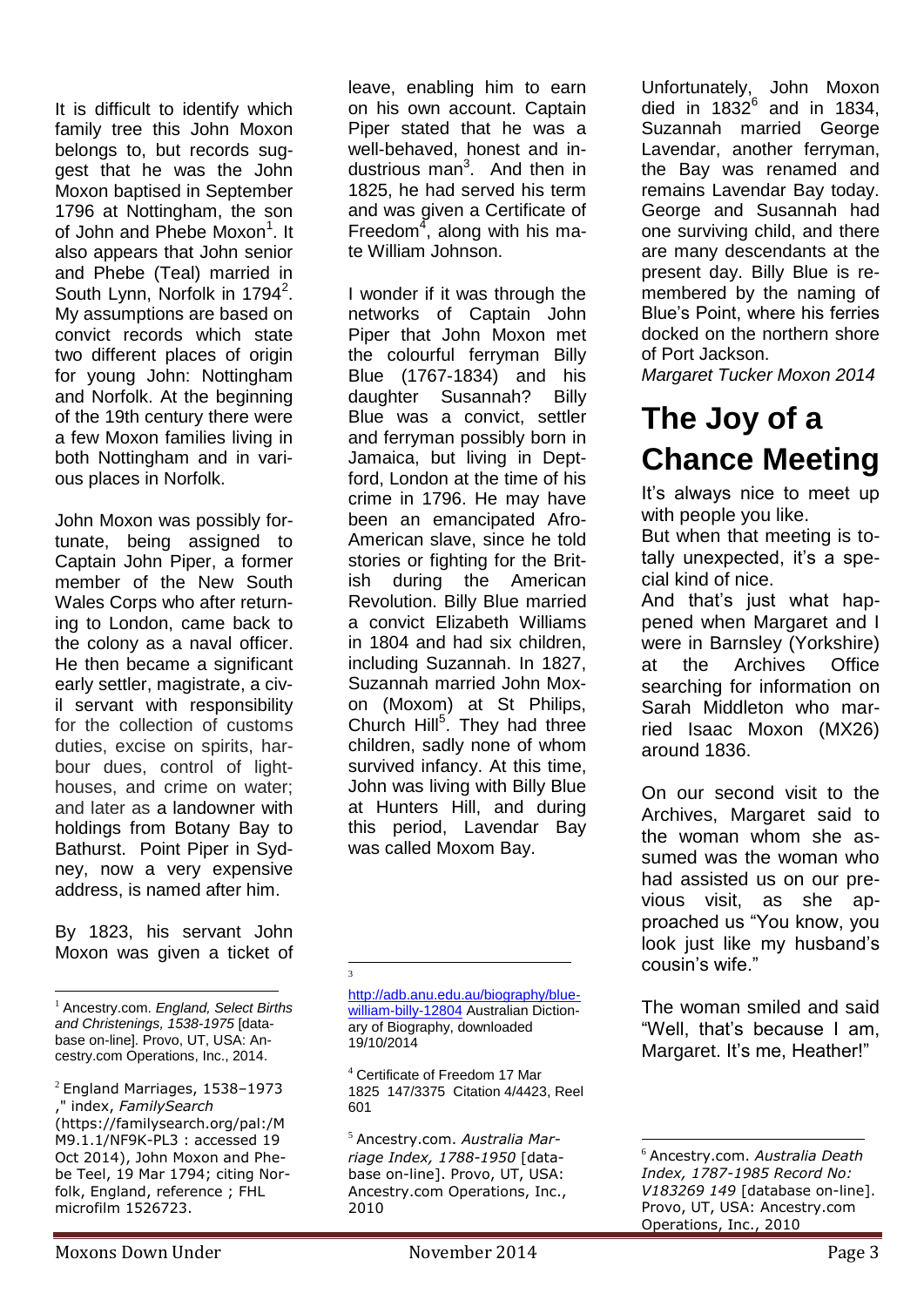It is difficult to identify which family tree this John Moxon belongs to, but records suggest that he was the John Moxon baptised in September 1796 at Nottingham, the son of John and Phebe Moxon[1]. It also appears that John senior and Phebe (Teal) married in South Lynn, Norfolk in 1794[2]. My assumptions are based on convict records which state two different places of origin for young John: Nottingham and Norfolk. At the beginning of the 19th century there were a few Moxon families living in both Nottingham and in various places in Norfolk.

John Moxon was possibly fortunate, being assigned to Captain John Piper, a former member of the New South Wales Corps who after returning to London, came back to the colony as a naval officer. He then became a significant early settler, magistrate, a civil servant with responsibility for the collection of customs duties, excise on spirits, harbour dues, control of lighthouses, and crime on water; and later as a landowner with holdings from Botany Bay to Bathurst. Point Piper in Sydney, now a very expensive address, is named after him.

By 1823, his servant John Moxon was given a ticket of leave, enabling him to earn on his own account. Captain Piper stated that he was a well-behaved, honest and industrious man[3]. And then in 1825, he had served his term and was given a Certificate of Freedom[4], along with his mate William Johnson.

I wonder if it was through the networks of Captain John Piper that John Moxon met the colourful ferryman Billy Blue (1767-1834) and his daughter Susannah? Billy Blue was a convict, settler and ferryman possibly born in Jamaica, but living in Deptford, London at the time of his crime in 1796. He may have been an emancipated Afro-American slave, since he told stories or fighting for the British during the American Revolution. Billy Blue married a convict Elizabeth Williams in 1804 and had six children, including Suzannah. In 1827, Suzannah married John Moxon (Moxom) at St Philips, Church Hill[5]. They had three children, sadly none of whom survived infancy. At this time, John was living with Billy Blue at Hunters Hill, and during this period, Lavendar Bay was called Moxom Bay.

Unfortunately, John Moxon died in 1832[6] and in 1834, Suzannah married George Lavendar, another ferryman, the Bay was renamed and remains Lavendar Bay today. George and Susannah had one surviving child, and there are many descendants at the present day. Billy Blue is remembered by the naming of Blue's Point, where his ferries docked on the northern shore of Port Jackson.

*Margaret Tucker Moxon 2014*

# The Joy of a Chance Meeting

It's always nice to meet up with people you like.

But when that meeting is totally unexpected, it's a special kind of nice.

And that's just what happened when Margaret and I were in Barnsley (Yorkshire) at the Archives Office searching for information on Sarah Middleton who married Isaac Moxon (MX26) around 1836.

On our second visit to the Archives, Margaret said to the woman whom she assumed was the woman who had assisted us on our previous visit, as she approached us "You know, you look just like my husband's cousin's wife."

The woman smiled and said "Well, that's because I am, Margaret. It's me, Heather!"

---

[1] Ancestry.com. *England, Select Births and Christenings, 1538-1975* [database on-line]. Provo, UT, USA: Ancestry.com Operations, Inc., 2014.

[2] England Marriages, 1538–1973 ," index, *FamilySearch* (https://familysearch.org/pal:/MM9.1.1/NF9K-PL3 : accessed 19 Oct 2014), John Moxon and Phebe Teel, 19 Mar 1794; citing Norfolk, England, reference ; FHL microfilm 1526723.

[3] http://adb.anu.edu.au/biography/blue-william-billy-12804 Australian Dictionary of Biography, downloaded 19/10/2014

[4] Certificate of Freedom 17 Mar 1825 147/3375 Citation 4/4423, Reel 601

[5] Ancestry.com. *Australia Marriage Index, 1788-1950* [database on-line]. Provo, UT, USA: Ancestry.com Operations, Inc., 2010

[6] Ancestry.com. *Australia Death Index, 1787-1985 Record No: V183269 149* [database on-line]. Provo, UT, USA: Ancestry.com Operations, Inc., 2010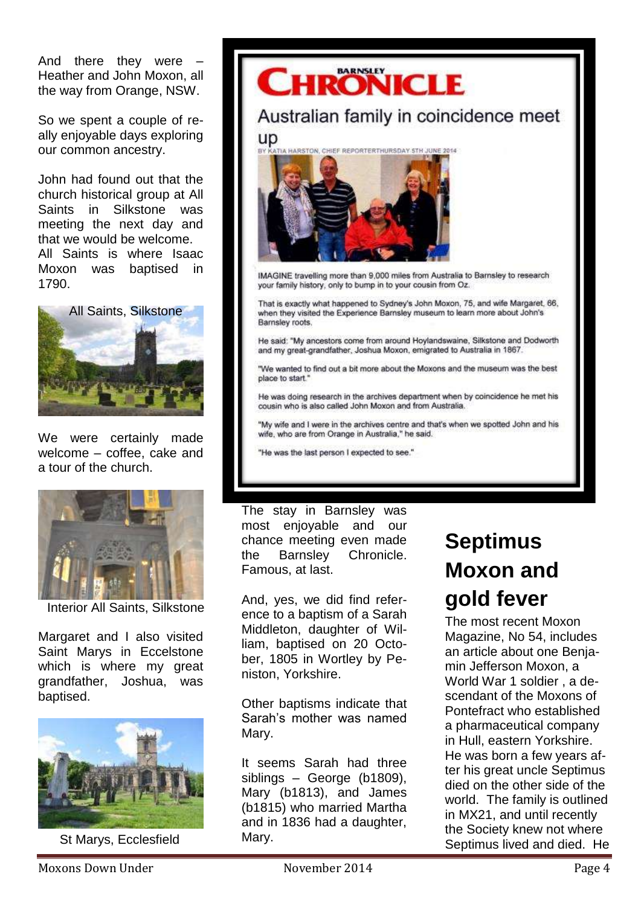And there they were – Heather and John Moxon, all the way from Orange, NSW.

So we spent a couple of really enjoyable days exploring our common ancestry.

John had found out that the church historical group at All Saints in Silkstone was meeting the next day and that we would be welcome. All Saints is where Isaac Moxon was baptised in 1790.

All Saints, Silkstone

We were certainly made welcome – coffee, cake and a tour of the church.

Interior All Saints, Silkstone

Margaret and I also visited Saint Marys in Eccelstone which is where my great grandfather, Joshua, was baptised.

St Marys, Ecclesfield

BARNSLEY CHRONICLE

## Australian family in coincidence meet up

BY KATIA HARSTON, CHIEF REPORTERTHURSDAY 5TH JUNE 2014

IMAGINE travelling more than 9,000 miles from Australia to Barnsley to research your family history, only to bump in to your cousin from Oz.

That is exactly what happened to Sydney's John Moxon, 75, and wife Margaret, 66, when they visited the Experience Barnsley museum to learn more about John's Barnsley roots.

He said: "My ancestors come from around Hoylandswaine, Silkstone and Dodworth and my great-grandfather, Joshua Moxon, emigrated to Australia in 1867.

"We wanted to find out a bit more about the Moxons and the museum was the best place to start."

He was doing research in the archives department when by coincidence he met his cousin who is also called John Moxon and from Australia.

"My wife and I were in the archives centre and that's when we spotted John and his wife, who are from Orange in Australia," he said.

"He was the last person I expected to see."

The stay in Barnsley was most enjoyable and our chance meeting even made the Barnsley Chronicle. Famous, at last.

And, yes, we did find reference to a baptism of a Sarah Middleton, daughter of William, baptised on 20 October, 1805 in Wortley by Peniston, Yorkshire.

Other baptisms indicate that Sarah's mother was named Mary.

It seems Sarah had three siblings – George (b1809), Mary (b1813), and James (b1815) who married Martha and in 1836 had a daughter, Mary.

# Septimus Moxon and gold fever

The most recent Moxon Magazine, No 54, includes an article about one Benjamin Jefferson Moxon, a World War 1 soldier , a descendant of the Moxons of Pontefract who established a pharmaceutical company in Hull, eastern Yorkshire. He was born a few years after his great uncle Septimus died on the other side of the world. The family is outlined in MX21, and until recently the Society knew not where Septimus lived and died. He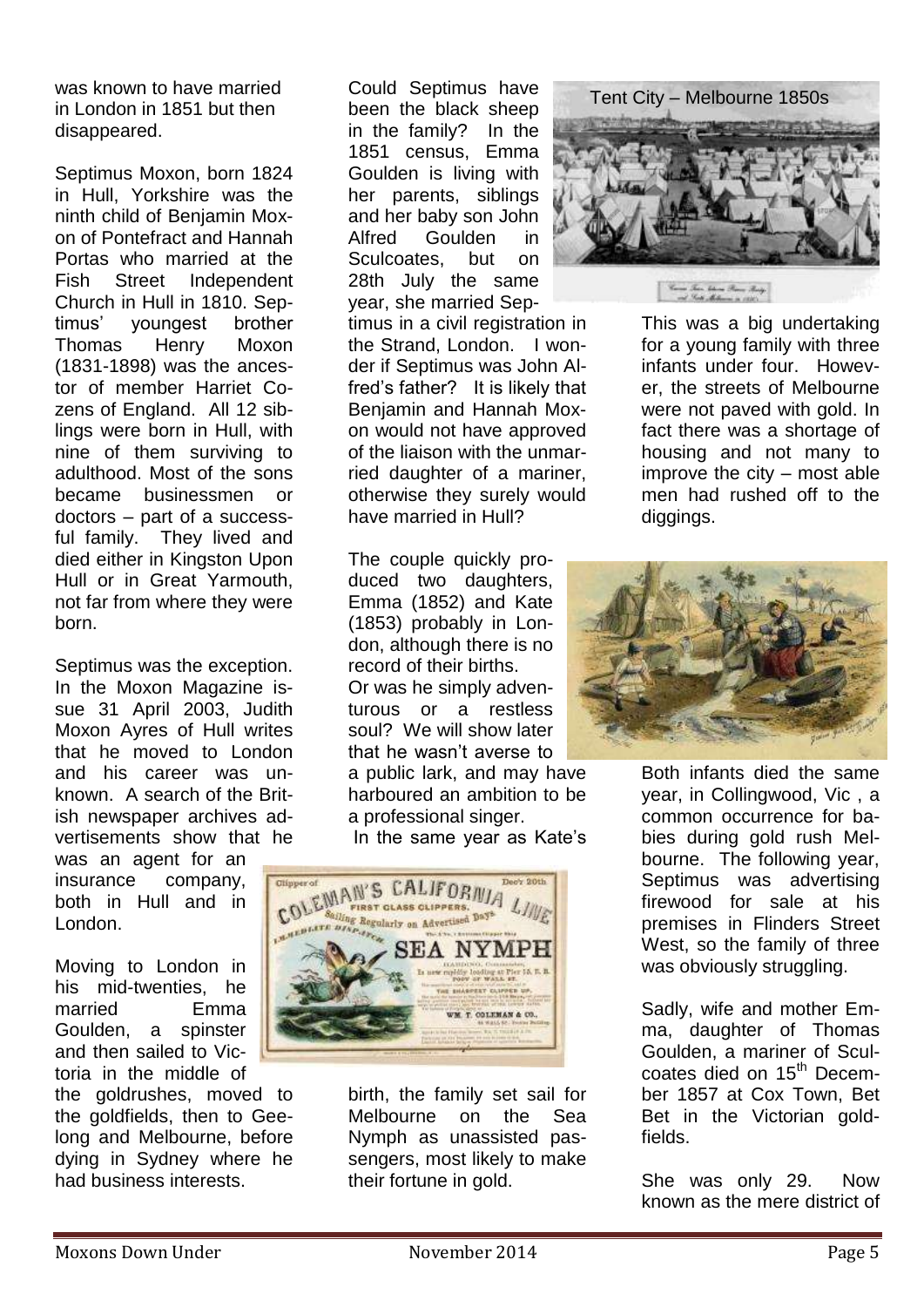was known to have married in London in 1851 but then disappeared.

Septimus Moxon, born 1824 in Hull, Yorkshire was the ninth child of Benjamin Moxon of Pontefract and Hannah Portas who married at the Fish Street Independent Church in Hull in 1810. Septimus' youngest brother Thomas Henry Moxon (1831-1898) was the ancestor of member Harriet Cozens of England. All 12 siblings were born in Hull, with nine of them surviving to adulthood. Most of the sons became businessmen or doctors – part of a successful family. They lived and died either in Kingston Upon Hull or in Great Yarmouth, not far from where they were born.

Septimus was the exception. In the Moxon Magazine issue 31 April 2003, Judith Moxon Ayres of Hull writes that he moved to London and his career was unknown. A search of the British newspaper archives advertisements show that he was an agent for an insurance company, both in Hull and in London.

Moving to London in his mid-twenties, he married Emma Goulden, a spinster and then sailed to Victoria in the middle of the goldrushes, moved to the goldfields, then to Geelong and Melbourne, before dying in Sydney where he had business interests.

Could Septimus have been the black sheep in the family? In the 1851 census, Emma Goulden is living with her parents, siblings and her baby son John Alfred Goulden in Sculcoates, but on 28th July the same year, she married Septimus in a civil registration in the Strand, London. I wonder if Septimus was John Alfred's father? It is likely that Benjamin and Hannah Moxon would not have approved of the liaison with the unmarried daughter of a mariner, otherwise they surely would have married in Hull?

The couple quickly produced two daughters, Emma (1852) and Kate (1853) probably in London, although there is no record of their births.

Or was he simply adventurous or a restless soul? We will show later that he wasn't averse to a public lark, and may have harboured an ambition to be a professional singer.

In the same year as Kate's birth, the family set sail for Melbourne on the Sea Nymph as unassisted passengers, most likely to make their fortune in gold.

Tent City – Melbourne 1850s

This was a big undertaking for a young family with three infants under four. However, the streets of Melbourne were not paved with gold. In fact there was a shortage of housing and not many to improve the city – most able men had rushed off to the diggings.

Both infants died the same year, in Collingwood, Vic , a common occurrence for babies during gold rush Melbourne. The following year, Septimus was advertising firewood for sale at his premises in Flinders Street West, so the family of three was obviously struggling.

Sadly, wife and mother Emma, daughter of Thomas Goulden, a mariner of Sculcoates died on 15th December 1857 at Cox Town, Bet Bet in the Victorian goldfields.

She was only 29. Now known as the mere district of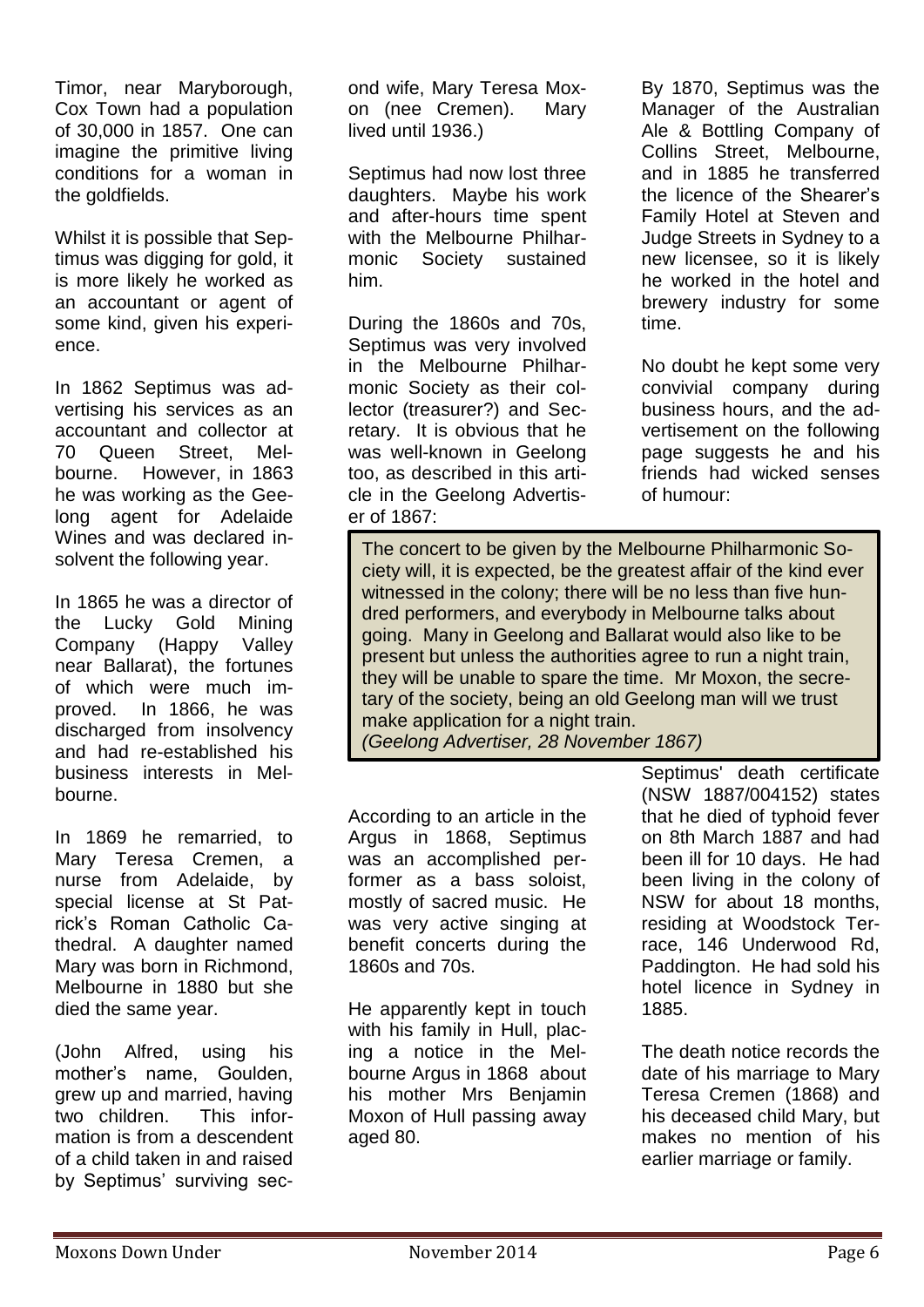Timor, near Maryborough, Cox Town had a population of 30,000 in 1857. One can imagine the primitive living conditions for a woman in the goldfields.

Whilst it is possible that Septimus was digging for gold, it is more likely he worked as an accountant or agent of some kind, given his experience.

In 1862 Septimus was advertising his services as an accountant and collector at 70 Queen Street, Melbourne. However, in 1863 he was working as the Geelong agent for Adelaide Wines and was declared insolvent the following year.

In 1865 he was a director of the Lucky Gold Mining Company (Happy Valley near Ballarat), the fortunes of which were much improved. In 1866, he was discharged from insolvency and had re-established his business interests in Melbourne.

In 1869 he remarried, to Mary Teresa Cremen, a nurse from Adelaide, by special license at St Patrick's Roman Catholic Cathedral. A daughter named Mary was born in Richmond, Melbourne in 1880 but she died the same year.

(John Alfred, using his mother's name, Goulden, grew up and married, having two children. This information is from a descendent of a child taken in and raised by Septimus' surviving second wife, Mary Teresa Moxon (nee Cremen). Mary lived until 1936.)

Septimus had now lost three daughters. Maybe his work and after-hours time spent with the Melbourne Philharmonic Society sustained him.

During the 1860s and 70s, Septimus was very involved in the Melbourne Philharmonic Society as their collector (treasurer?) and Secretary. It is obvious that he was well-known in Geelong too, as described in this article in the Geelong Advertiser of 1867:

By 1870, Septimus was the Manager of the Australian Ale & Bottling Company of Collins Street, Melbourne, and in 1885 he transferred the licence of the Shearer's Family Hotel at Steven and Judge Streets in Sydney to a new licensee, so it is likely he worked in the hotel and brewery industry for some time.

No doubt he kept some very convivial company during business hours, and the advertisement on the following page suggests he and his friends had wicked senses of humour:

> The concert to be given by the Melbourne Philharmonic Society will, it is expected, be the greatest affair of the kind ever witnessed in the colony; there will be no less than five hundred performers, and everybody in Melbourne talks about going. Many in Geelong and Ballarat would also like to be present but unless the authorities agree to run a night train, they will be unable to spare the time. Mr Moxon, the secretary of the society, being an old Geelong man will we trust make application for a night train.
> *(Geelong Advertiser, 28 November 1867)*

According to an article in the Argus in 1868, Septimus was an accomplished performer as a bass soloist, mostly of sacred music. He was very active singing at benefit concerts during the 1860s and 70s.

He apparently kept in touch with his family in Hull, placing a notice in the Melbourne Argus in 1868 about his mother Mrs Benjamin Moxon of Hull passing away aged 80.

Septimus' death certificate (NSW 1887/004152) states that he died of typhoid fever on 8th March 1887 and had been ill for 10 days. He had been living in the colony of NSW for about 18 months, residing at Woodstock Terrace, 146 Underwood Rd, Paddington. He had sold his hotel licence in Sydney in 1885.

The death notice records the date of his marriage to Mary Teresa Cremen (1868) and his deceased child Mary, but makes no mention of his earlier marriage or family.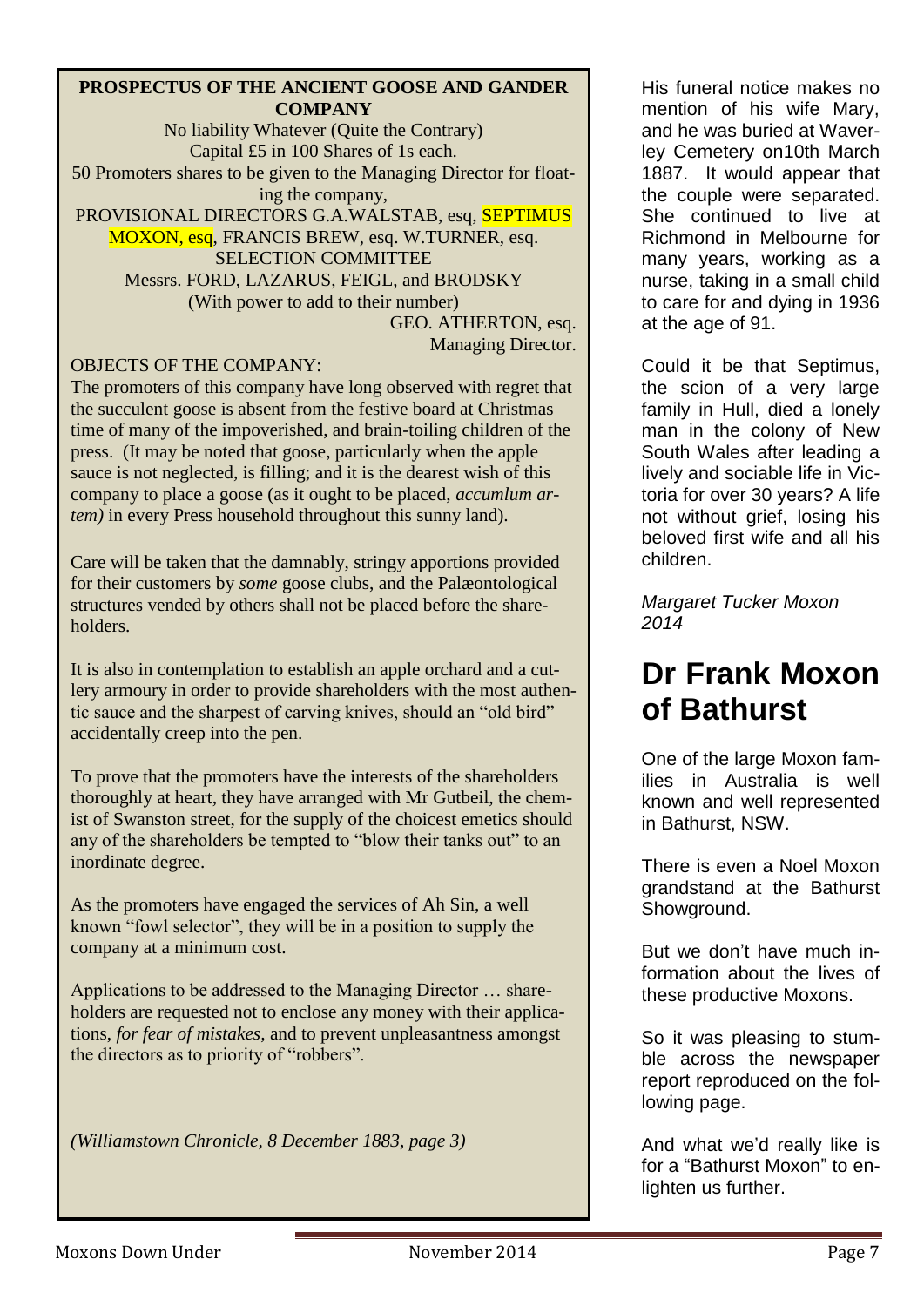**PROSPECTUS OF THE ANCIENT GOOSE AND GANDER COMPANY**

No liability Whatever (Quite the Contrary)
Capital £5 in 100 Shares of 1s each.
50 Promoters shares to be given to the Managing Director for floating the company,

PROVISIONAL DIRECTORS G.A.WALSTAB, esq, SEPTIMUS MOXON, esq, FRANCIS BREW, esq. W.TURNER, esq.

SELECTION COMMITTEE
Messrs. FORD, LAZARUS, FEIGL, and BRODSKY
(With power to add to their number)

GEO. ATHERTON, esq.
Managing Director.

OBJECTS OF THE COMPANY:

The promoters of this company have long observed with regret that the succulent goose is absent from the festive board at Christmas time of many of the impoverished, and brain-toiling children of the press. (It may be noted that goose, particularly when the apple sauce is not neglected, is filling; and it is the dearest wish of this company to place a goose (as it ought to be placed, *accumlum artem)* in every Press household throughout this sunny land).

Care will be taken that the damnably, stringy apportions provided for their customers by *some* goose clubs, and the Palæontological structures vended by others shall not be placed before the shareholders.

It is also in contemplation to establish an apple orchard and a cutlery armoury in order to provide shareholders with the most authentic sauce and the sharpest of carving knives, should an "old bird" accidentally creep into the pen.

To prove that the promoters have the interests of the shareholders thoroughly at heart, they have arranged with Mr Gutbeil, the chemist of Swanston street, for the supply of the choicest emetics should any of the shareholders be tempted to "blow their tanks out" to an inordinate degree.

As the promoters have engaged the services of Ah Sin, a well known "fowl selector", they will be in a position to supply the company at a minimum cost.

Applications to be addressed to the Managing Director … shareholders are requested not to enclose any money with their applications, *for fear of mistakes,* and to prevent unpleasantness amongst the directors as to priority of "robbers".

*(Williamstown Chronicle, 8 December 1883, page 3)*

His funeral notice makes no mention of his wife Mary, and he was buried at Waverley Cemetery on10th March 1887. It would appear that the couple were separated. She continued to live at Richmond in Melbourne for many years, working as a nurse, taking in a small child to care for and dying in 1936 at the age of 91.

Could it be that Septimus, the scion of a very large family in Hull, died a lonely man in the colony of New South Wales after leading a lively and sociable life in Victoria for over 30 years? A life not without grief, losing his beloved first wife and all his children.

*Margaret Tucker Moxon 2014*

# Dr Frank Moxon of Bathurst

One of the large Moxon families in Australia is well known and well represented in Bathurst, NSW.

There is even a Noel Moxon grandstand at the Bathurst Showground.

But we don't have much information about the lives of these productive Moxons.

So it was pleasing to stumble across the newspaper report reproduced on the following page.

And what we'd really like is for a "Bathurst Moxon" to enlighten us further.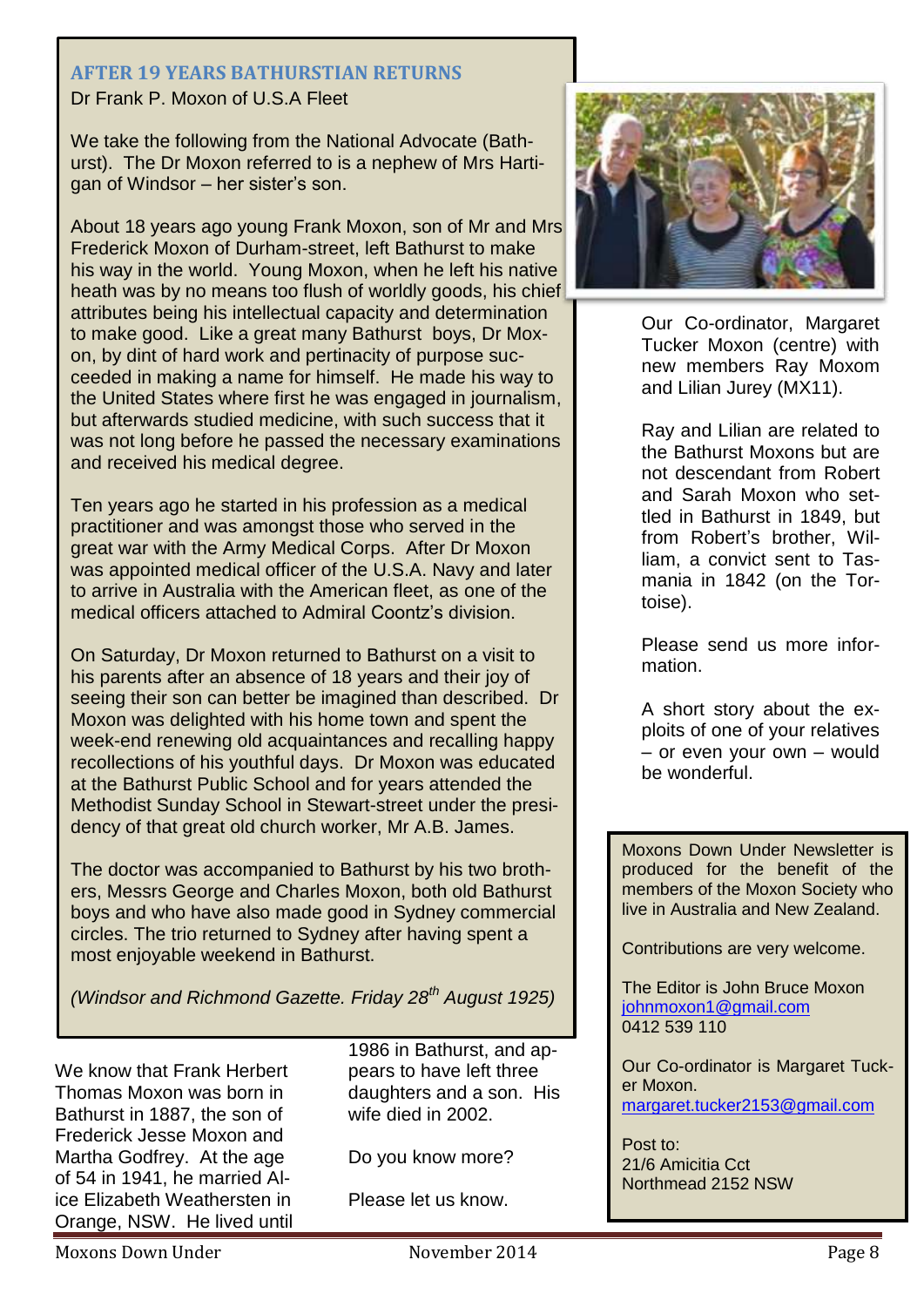## AFTER 19 YEARS BATHURSTIAN RETURNS

Dr Frank P. Moxon of U.S.A Fleet

We take the following from the National Advocate (Bathurst). The Dr Moxon referred to is a nephew of Mrs Hartigan of Windsor – her sister's son.

About 18 years ago young Frank Moxon, son of Mr and Mrs Frederick Moxon of Durham-street, left Bathurst to make his way in the world. Young Moxon, when he left his native heath was by no means too flush of worldly goods, his chief attributes being his intellectual capacity and determination to make good. Like a great many Bathurst boys, Dr Moxon, by dint of hard work and pertinacity of purpose succeeded in making a name for himself. He made his way to the United States where first he was engaged in journalism, but afterwards studied medicine, with such success that it was not long before he passed the necessary examinations and received his medical degree.

Ten years ago he started in his profession as a medical practitioner and was amongst those who served in the great war with the Army Medical Corps. After Dr Moxon was appointed medical officer of the U.S.A. Navy and later to arrive in Australia with the American fleet, as one of the medical officers attached to Admiral Coontz's division.

On Saturday, Dr Moxon returned to Bathurst on a visit to his parents after an absence of 18 years and their joy of seeing their son can better be imagined than described. Dr Moxon was delighted with his home town and spent the week-end renewing old acquaintances and recalling happy recollections of his youthful days. Dr Moxon was educated at the Bathurst Public School and for years attended the Methodist Sunday School in Stewart-street under the presidency of that great old church worker, Mr A.B. James.

The doctor was accompanied to Bathurst by his two brothers, Messrs George and Charles Moxon, both old Bathurst boys and who have also made good in Sydney commercial circles. The trio returned to Sydney after having spent a most enjoyable weekend in Bathurst.

*(Windsor and Richmond Gazette. Friday 28th August 1925)*

We know that Frank Herbert Thomas Moxon was born in Bathurst in 1887, the son of Frederick Jesse Moxon and Martha Godfrey. At the age of 54 in 1941, he married Alice Elizabeth Weathersten in Orange, NSW. He lived until 1986 in Bathurst, and appears to have left three daughters and a son. His wife died in 2002.

Do you know more?

Please let us know.

Our Co-ordinator, Margaret Tucker Moxon (centre) with new members Ray Moxom and Lilian Jurey (MX11).

Ray and Lilian are related to the Bathurst Moxons but are not descendant from Robert and Sarah Moxon who settled in Bathurst in 1849, but from Robert's brother, William, a convict sent to Tasmania in 1842 (on the Tortoise).

Please send us more information.

A short story about the exploits of one of your relatives – or even your own – would be wonderful.

Moxons Down Under Newsletter is produced for the benefit of the members of the Moxon Society who live in Australia and New Zealand.

Contributions are very welcome.

The Editor is John Bruce Moxon
johnmoxon1@gmail.com
0412 539 110

Our Co-ordinator is Margaret Tucker Moxon.
margaret.tucker2153@gmail.com

Post to:
21/6 Amicitia Cct
Northmead 2152 NSW